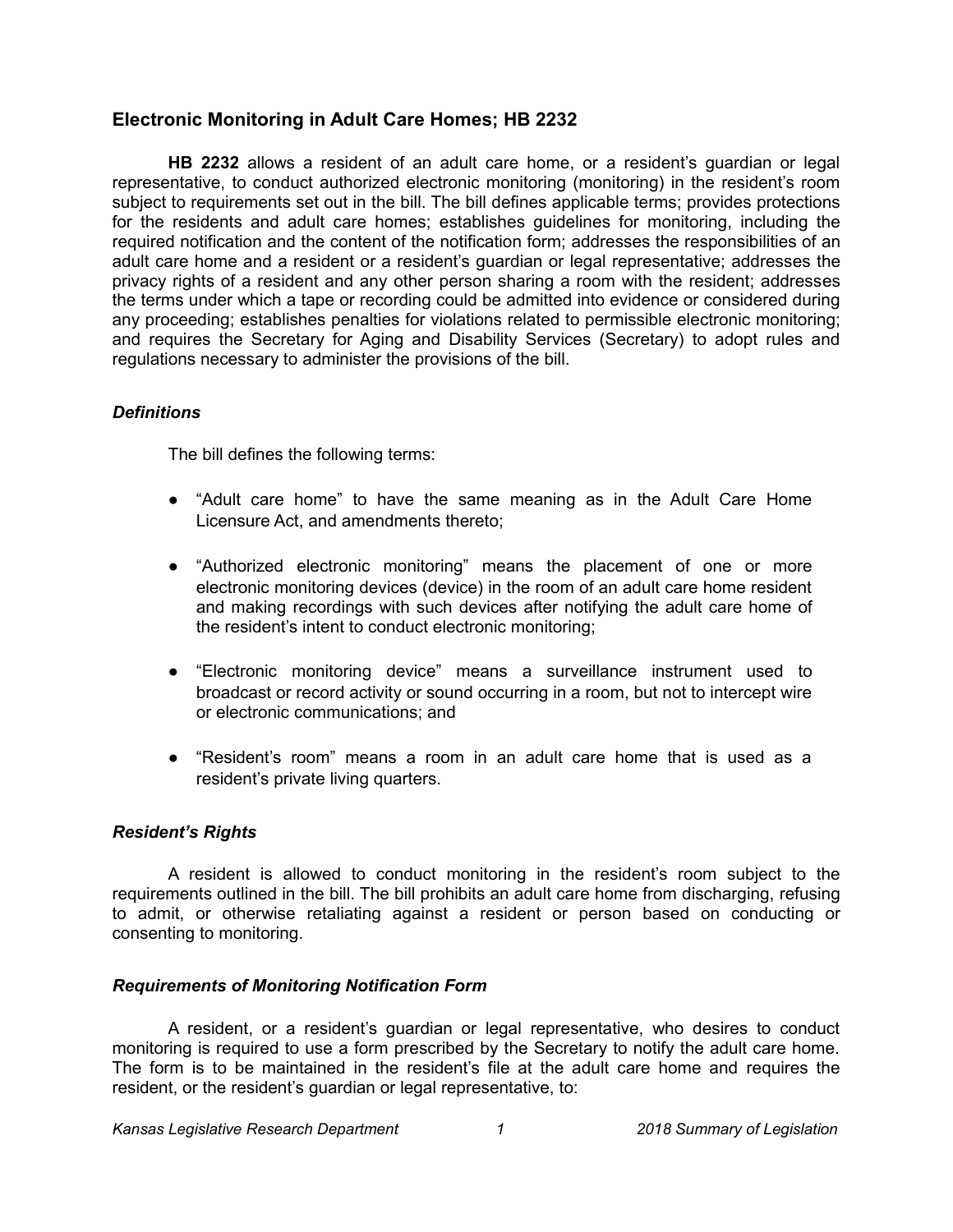## Electronic Monitoring in Adult Care Homes; HB 2232

**HB 2232** allows a resident of an adult care home, or a resident's guardian or legal representative, to conduct authorized electronic monitoring (monitoring) in the resident's room subject to requirements set out in the bill. The bill defines applicable terms; provides protections for the residents and adult care homes; establishes guidelines for monitoring, including the required notification and the content of the notification form; addresses the responsibilities of an adult care home and a resident or a resident's guardian or legal representative; addresses the privacy rights of a resident and any other person sharing a room with the resident; addresses the terms under which a tape or recording could be admitted into evidence or considered during any proceeding; establishes penalties for violations related to permissible electronic monitoring; and requires the Secretary for Aging and Disability Services (Secretary) to adopt rules and regulations necessary to administer the provisions of the bill.

### *Definitions*

The bill defines the following terms:

- "Adult care home" to have the same meaning as in the Adult Care Home Licensure Act, and amendments thereto;
- "Authorized electronic monitoring" means the placement of one or more electronic monitoring devices (device) in the room of an adult care home resident and making recordings with such devices after notifying the adult care home of the resident's intent to conduct electronic monitoring;
- "Electronic monitoring device" means a surveillance instrument used to broadcast or record activity or sound occurring in a room, but not to intercept wire or electronic communications; and
- "Resident's room" means a room in an adult care home that is used as a resident's private living quarters.

### *Resident's Rights*

A resident is allowed to conduct monitoring in the resident's room subject to the requirements outlined in the bill. The bill prohibits an adult care home from discharging, refusing to admit, or otherwise retaliating against a resident or person based on conducting or consenting to monitoring.

### *Requirements of Monitoring Notification Form*

A resident, or a resident's guardian or legal representative, who desires to conduct monitoring is required to use a form prescribed by the Secretary to notify the adult care home. The form is to be maintained in the resident's file at the adult care home and requires the resident, or the resident's guardian or legal representative, to: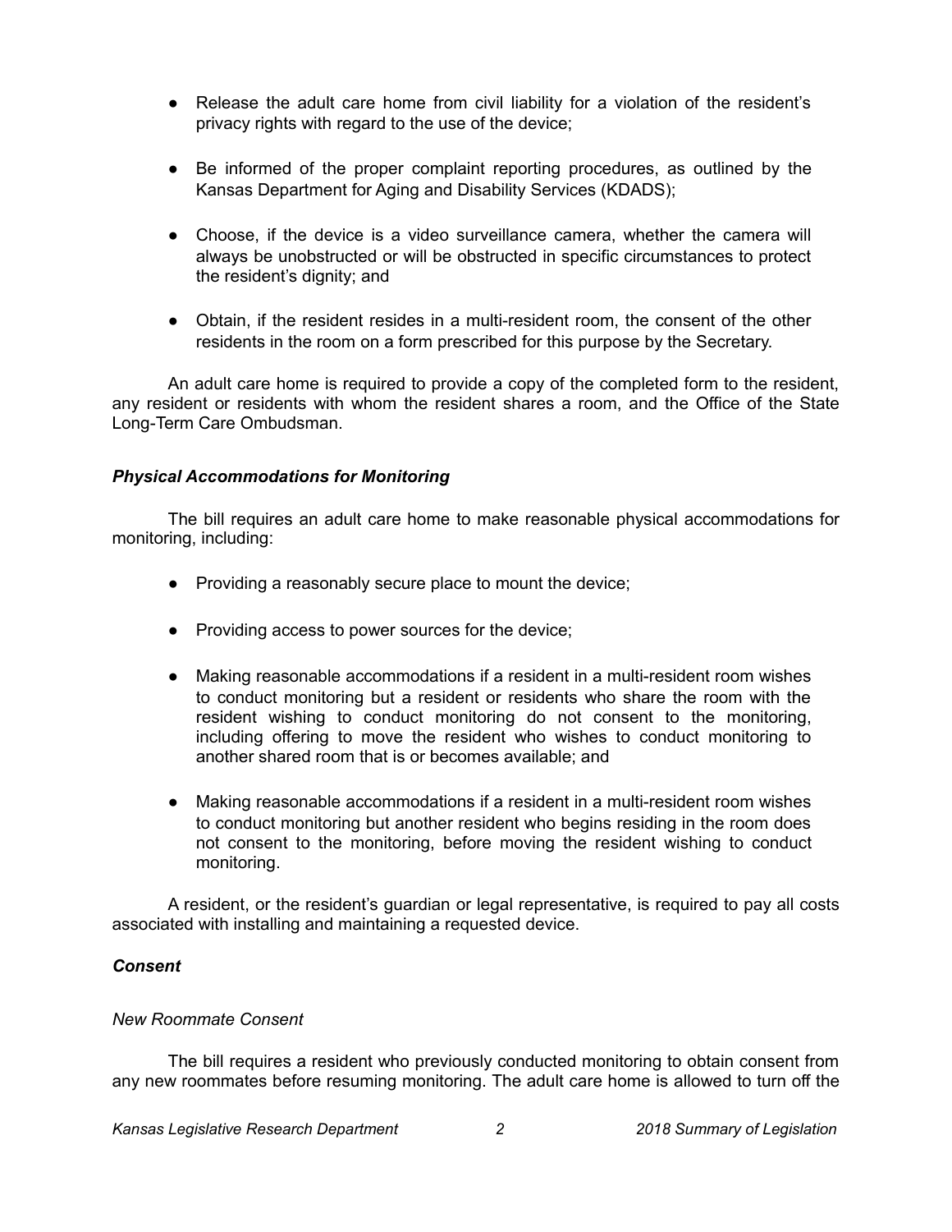- Release the adult care home from civil liability for a violation of the resident's privacy rights with regard to the use of the device;
- Be informed of the proper complaint reporting procedures, as outlined by the Kansas Department for Aging and Disability Services (KDADS);
- Choose, if the device is a video surveillance camera, whether the camera will always be unobstructed or will be obstructed in specific circumstances to protect the resident's dignity; and
- Obtain, if the resident resides in a multi-resident room, the consent of the other residents in the room on a form prescribed for this purpose by the Secretary.

An adult care home is required to provide a copy of the completed form to the resident, any resident or residents with whom the resident shares a room, and the Office of the State Long-Term Care Ombudsman.

### *Physical Accommodations for Monitoring*

The bill requires an adult care home to make reasonable physical accommodations for monitoring, including:

- Providing a reasonably secure place to mount the device;
- Providing access to power sources for the device;
- Making reasonable accommodations if a resident in a multi-resident room wishes to conduct monitoring but a resident or residents who share the room with the resident wishing to conduct monitoring do not consent to the monitoring, including offering to move the resident who wishes to conduct monitoring to another shared room that is or becomes available; and
- Making reasonable accommodations if a resident in a multi-resident room wishes to conduct monitoring but another resident who begins residing in the room does not consent to the monitoring, before moving the resident wishing to conduct monitoring.

A resident, or the resident's guardian or legal representative, is required to pay all costs associated with installing and maintaining a requested device.

### *Consent*

#### *New Roommate Consent*

The bill requires a resident who previously conducted monitoring to obtain consent from any new roommates before resuming monitoring. The adult care home is allowed to turn off the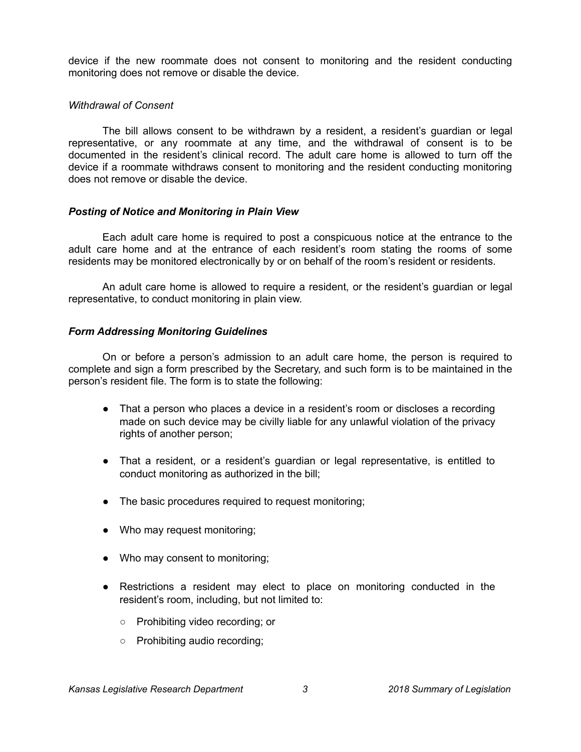device if the new roommate does not consent to monitoring and the resident conducting monitoring does not remove or disable the device.

*Withdrawal of Consent*

The bill allows consent to be withdrawn by a resident, a resident's guardian or legal representative, or any roommate at any time, and the withdrawal of consent is to be documented in the resident's clinical record. The adult care home is allowed to turn off the device if a roommate withdraws consent to monitoring and the resident conducting monitoring does not remove or disable the device.

***Posting of Notice and Monitoring in Plain View***

Each adult care home is required to post a conspicuous notice at the entrance to the adult care home and at the entrance of each resident's room stating the rooms of some residents may be monitored electronically by or on behalf of the room's resident or residents.

An adult care home is allowed to require a resident, or the resident's guardian or legal representative, to conduct monitoring in plain view.

***Form Addressing Monitoring Guidelines***

On or before a person's admission to an adult care home, the person is required to complete and sign a form prescribed by the Secretary, and such form is to be maintained in the person's resident file. The form is to state the following:

- That a person who places a device in a resident's room or discloses a recording made on such device may be civilly liable for any unlawful violation of the privacy rights of another person;
- That a resident, or a resident's guardian or legal representative, is entitled to conduct monitoring as authorized in the bill;
- The basic procedures required to request monitoring;
- Who may request monitoring;
- Who may consent to monitoring;
- Restrictions a resident may elect to place on monitoring conducted in the resident's room, including, but not limited to:
  - Prohibiting video recording; or
  - Prohibiting audio recording;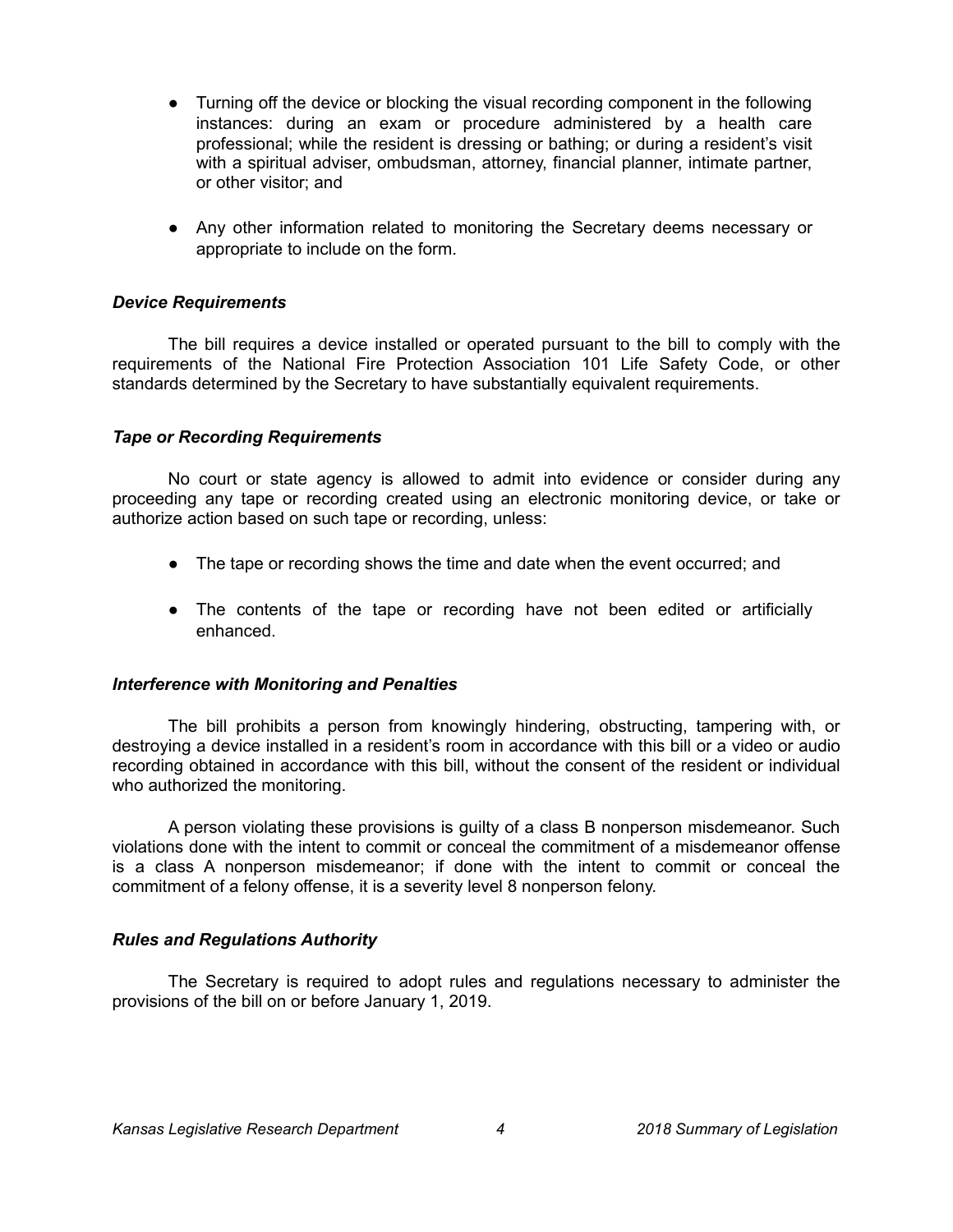- Turning off the device or blocking the visual recording component in the following instances: during an exam or procedure administered by a health care professional; while the resident is dressing or bathing; or during a resident's visit with a spiritual adviser, ombudsman, attorney, financial planner, intimate partner, or other visitor; and

- Any other information related to monitoring the Secretary deems necessary or appropriate to include on the form.

### *Device Requirements*

The bill requires a device installed or operated pursuant to the bill to comply with the requirements of the National Fire Protection Association 101 Life Safety Code, or other standards determined by the Secretary to have substantially equivalent requirements.

### *Tape or Recording Requirements*

No court or state agency is allowed to admit into evidence or consider during any proceeding any tape or recording created using an electronic monitoring device, or take or authorize action based on such tape or recording, unless:

- The tape or recording shows the time and date when the event occurred; and

- The contents of the tape or recording have not been edited or artificially enhanced.

### *Interference with Monitoring and Penalties*

The bill prohibits a person from knowingly hindering, obstructing, tampering with, or destroying a device installed in a resident's room in accordance with this bill or a video or audio recording obtained in accordance with this bill, without the consent of the resident or individual who authorized the monitoring.

A person violating these provisions is guilty of a class B nonperson misdemeanor. Such violations done with the intent to commit or conceal the commitment of a misdemeanor offense is a class A nonperson misdemeanor; if done with the intent to commit or conceal the commitment of a felony offense, it is a severity level 8 nonperson felony.

### *Rules and Regulations Authority*

The Secretary is required to adopt rules and regulations necessary to administer the provisions of the bill on or before January 1, 2019.